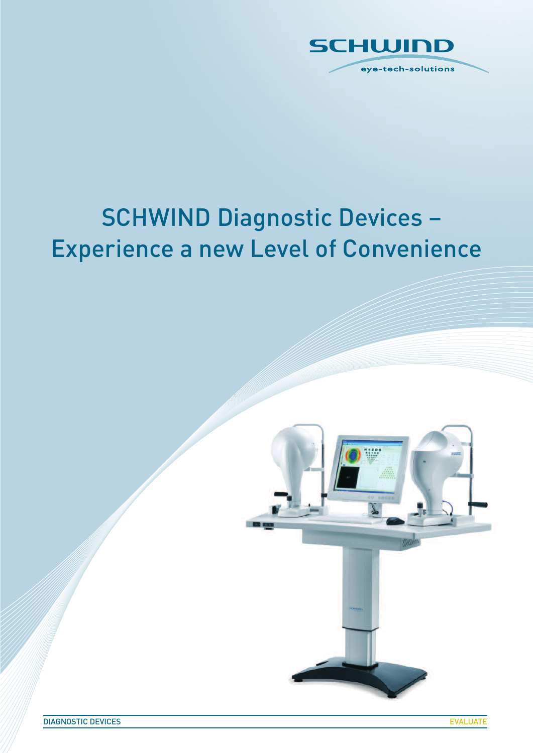SCHWIND

eye-tech-solutions

# SCHWIND Diagnostic Devices – Experience a new Level of Convenience

DIAGNOSTIC DEVICES

EVALUATE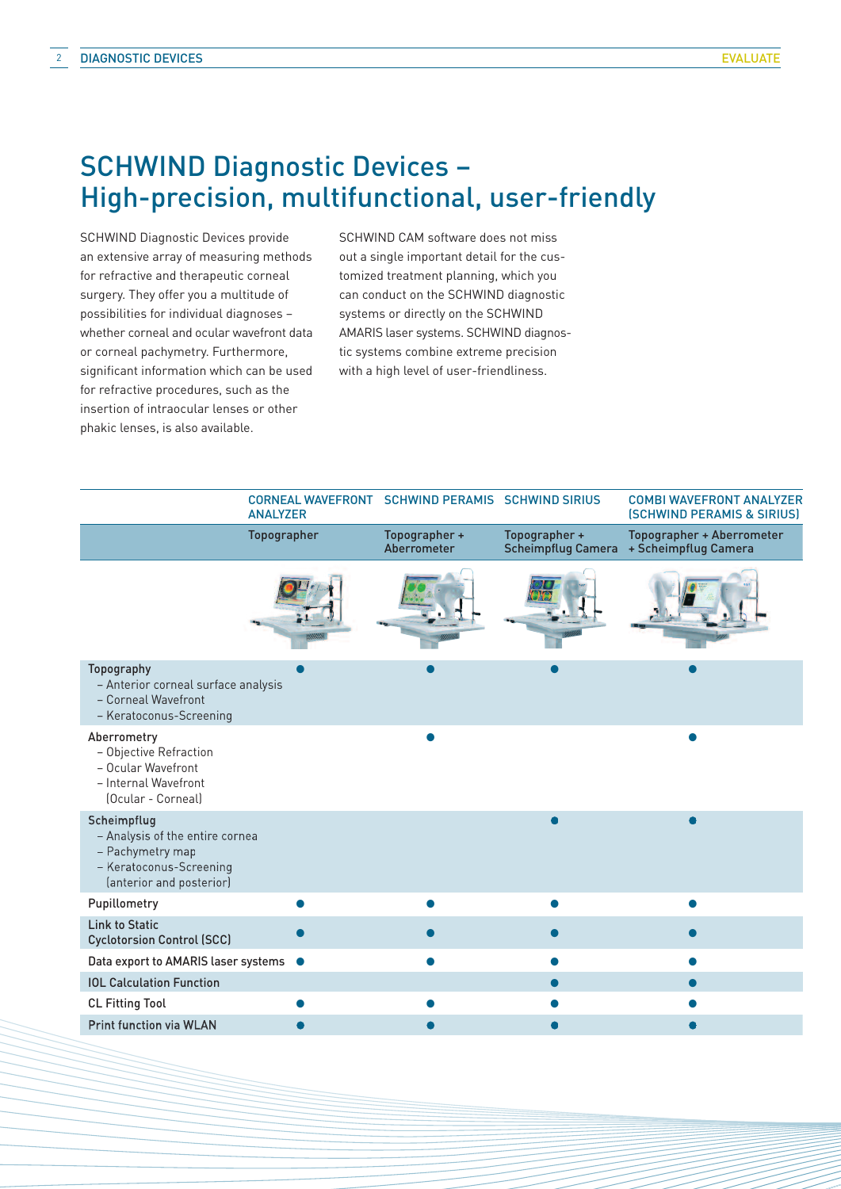# SCHWIND Diagnostic Devices – High-precision, multifunctional, user-friendly

SCHWIND Diagnostic Devices provide an extensive array of measuring methods for refractive and therapeutic corneal surgery. They offer you a multitude of possibilities for individual diagnoses – whether corneal and ocular wavefront data or corneal pachymetry. Furthermore, significant information which can be used for refractive procedures, such as the insertion of intraocular lenses or other phakic lenses, is also available.

SCHWIND CAM software does not miss out a single important detail for the customized treatment planning, which you can conduct on the SCHWIND diagnostic systems or directly on the SCHWIND AMARIS laser systems. SCHWIND diagnostic systems combine extreme precision with a high level of user-friendliness.

| | CORNEAL WAVEFRONT ANALYZER | SCHWIND PERAMIS | SCHWIND SIRIUS | COMBI WAVEFRONT ANALYZER (SCHWIND PERAMIS & SIRIUS) |
|---|---|---|---|---|
| | Topographer | Topographer + Aberrometer | Topographer + Scheimpflug Camera | Topographer + Aberrometer + Scheimpflug Camera |
| **Topography**<br>– Anterior corneal surface analysis<br>– Corneal Wavefront<br>– Keratoconus-Screening | ● | ● | ● | ● |
| **Aberrometry**<br>– Objective Refraction<br>– Ocular Wavefront<br>– Internal Wavefront (Ocular - Corneal) | | ● | | ● |
| **Scheimpflug**<br>– Analysis of the entire cornea<br>– Pachymetry map<br>– Keratoconus-Screening (anterior and posterior) | | | ● | ● |
| **Pupillometry** | ● | ● | ● | ● |
| **Link to Static Cyclotorsion Control (SCC)** | ● | ● | ● | ● |
| **Data export to AMARIS laser systems** | ● | ● | ● | ● |
| **IOL Calculation Function** | | | ● | ● |
| **CL Fitting Tool** | ● | ● | ● | ● |
| **Print function via WLAN** | ● | ● | ● | ● |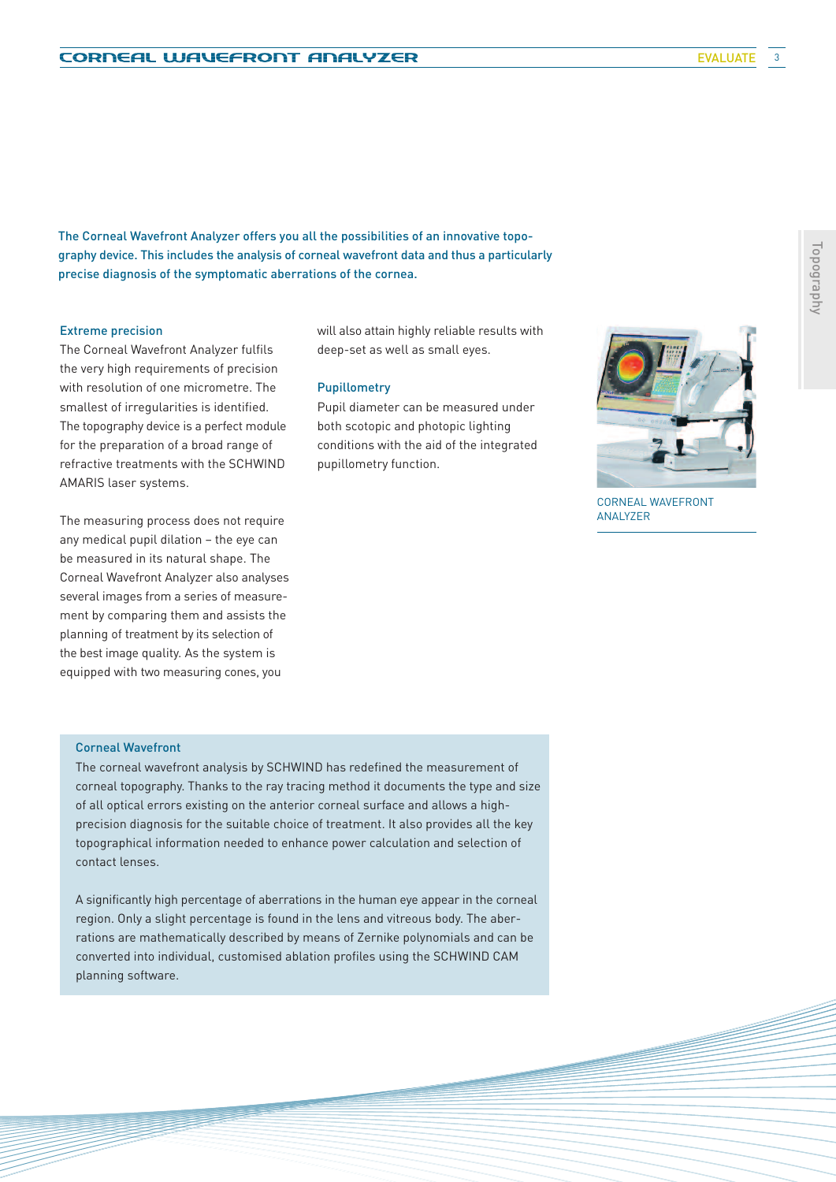The Corneal Wavefront Analyzer offers you all the possibilities of an innovative topography device. This includes the analysis of corneal wavefront data and thus a particularly precise diagnosis of the symptomatic aberrations of the cornea.

### Extreme precision

The Corneal Wavefront Analyzer fulfils the very high requirements of precision with resolution of one micrometre. The smallest of irregularities is identified. The topography device is a perfect module for the preparation of a broad range of refractive treatments with the SCHWIND AMARIS laser systems.

The measuring process does not require any medical pupil dilation – the eye can be measured in its natural shape. The Corneal Wavefront Analyzer also analyses several images from a series of measurement by comparing them and assists the planning of treatment by its selection of the best image quality. As the system is equipped with two measuring cones, you will also attain highly reliable results with deep-set as well as small eyes.

### Pupillometry

Pupil diameter can be measured under both scotopic and photopic lighting conditions with the aid of the integrated pupillometry function.

CORNEAL WAVEFRONT ANALYZER

### Corneal Wavefront

The corneal wavefront analysis by SCHWIND has redefined the measurement of corneal topography. Thanks to the ray tracing method it documents the type and size of all optical errors existing on the anterior corneal surface and allows a high-precision diagnosis for the suitable choice of treatment. It also provides all the key topographical information needed to enhance power calculation and selection of contact lenses.

A significantly high percentage of aberrations in the human eye appear in the corneal region. Only a slight percentage is found in the lens and vitreous body. The aberrations are mathematically described by means of Zernike polynomials and can be converted into individual, customised ablation profiles using the SCHWIND CAM planning software.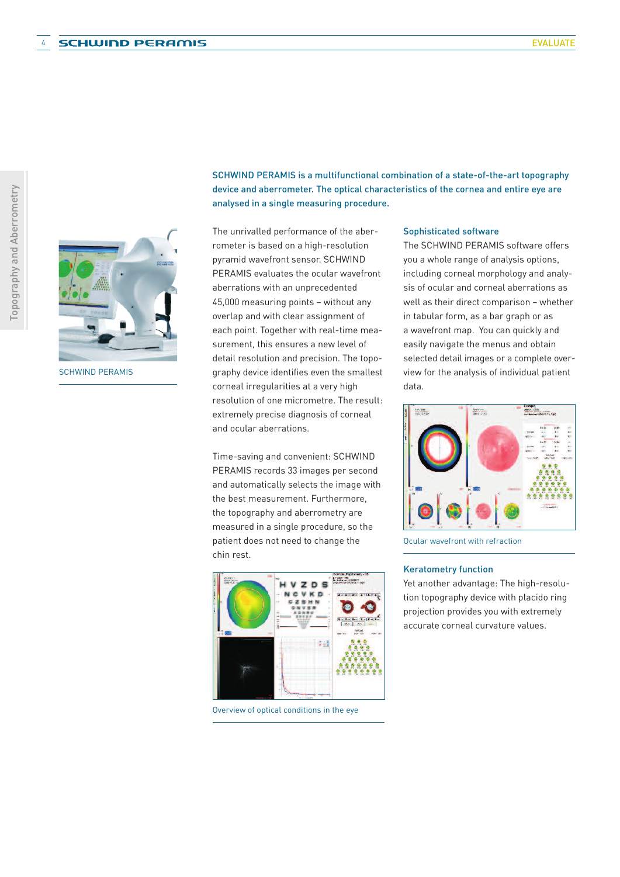Topography and Aberrometry

SCHWIND PERAMIS

**SCHWIND PERAMIS is a multifunctional combination of a state-of-the-art topography device and aberrometer. The optical characteristics of the cornea and entire eye are analysed in a single measuring procedure.**

The unrivalled performance of the aberrometer is based on a high-resolution pyramid wavefront sensor. SCHWIND PERAMIS evaluates the ocular wavefront aberrations with an unprecedented 45,000 measuring points – without any overlap and with clear assignment of each point. Together with real-time measurement, this ensures a new level of detail resolution and precision. The topography device identifies even the smallest corneal irregularities at a very high resolution of one micrometre. The result: extremely precise diagnosis of corneal and ocular aberrations.

Time-saving and convenient: SCHWIND PERAMIS records 33 images per second and automatically selects the image with the best measurement. Furthermore, the topography and aberrometry are measured in a single procedure, so the patient does not need to change the chin rest.

Overview of optical conditions in the eye

## Sophisticated software

The SCHWIND PERAMIS software offers you a whole range of analysis options, including corneal morphology and analysis of ocular and corneal aberrations as well as their direct comparison – whether in tabular form, as a bar graph or as a wavefront map. You can quickly and easily navigate the menus and obtain selected detail images or a complete overview for the analysis of individual patient data.

Ocular wavefront with refraction

## Keratometry function

Yet another advantage: The high-resolution topography device with placido ring projection provides you with extremely accurate corneal curvature values.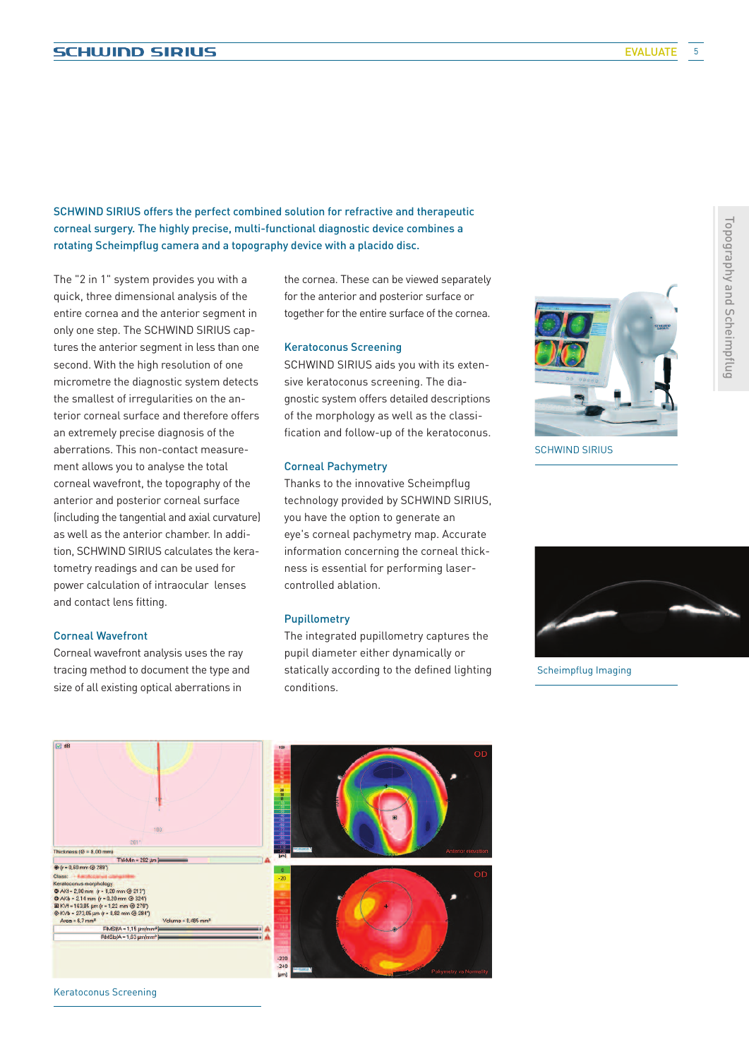SCHWIND SIRIUS offers the perfect combined solution for refractive and therapeutic corneal surgery. The highly precise, multi-functional diagnostic device combines a rotating Scheimpflug camera and a topography device with a placido disc.

The "2 in 1" system provides you with a quick, three dimensional analysis of the entire cornea and the anterior segment in only one step. The SCHWIND SIRIUS captures the anterior segment in less than one second. With the high resolution of one micrometre the diagnostic system detects the smallest of irregularities on the anterior corneal surface and therefore offers an extremely precise diagnosis of the aberrations. This non-contact measurement allows you to analyse the total corneal wavefront, the topography of the anterior and posterior corneal surface (including the tangential and axial curvature) as well as the anterior chamber. In addition, SCHWIND SIRIUS calculates the keratometry readings and can be used for power calculation of intraocular lenses and contact lens fitting.

### Corneal Wavefront

Corneal wavefront analysis uses the ray tracing method to document the type and size of all existing optical aberrations in the cornea. These can be viewed separately for the anterior and posterior surface or together for the entire surface of the cornea.

### Keratoconus Screening

SCHWIND SIRIUS aids you with its extensive keratoconus screening. The diagnostic system offers detailed descriptions of the morphology as well as the classification and follow-up of the keratoconus.

### Corneal Pachymetry

Thanks to the innovative Scheimpflug technology provided by SCHWIND SIRIUS, you have the option to generate an eye's corneal pachymetry map. Accurate information concerning the corneal thickness is essential for performing laser-controlled ablation.

### Pupillometry

The integrated pupillometry captures the pupil diameter either dynamically or statically according to the defined lighting conditions.

SCHWIND SIRIUS

Scheimpflug Imaging

Keratoconus Screening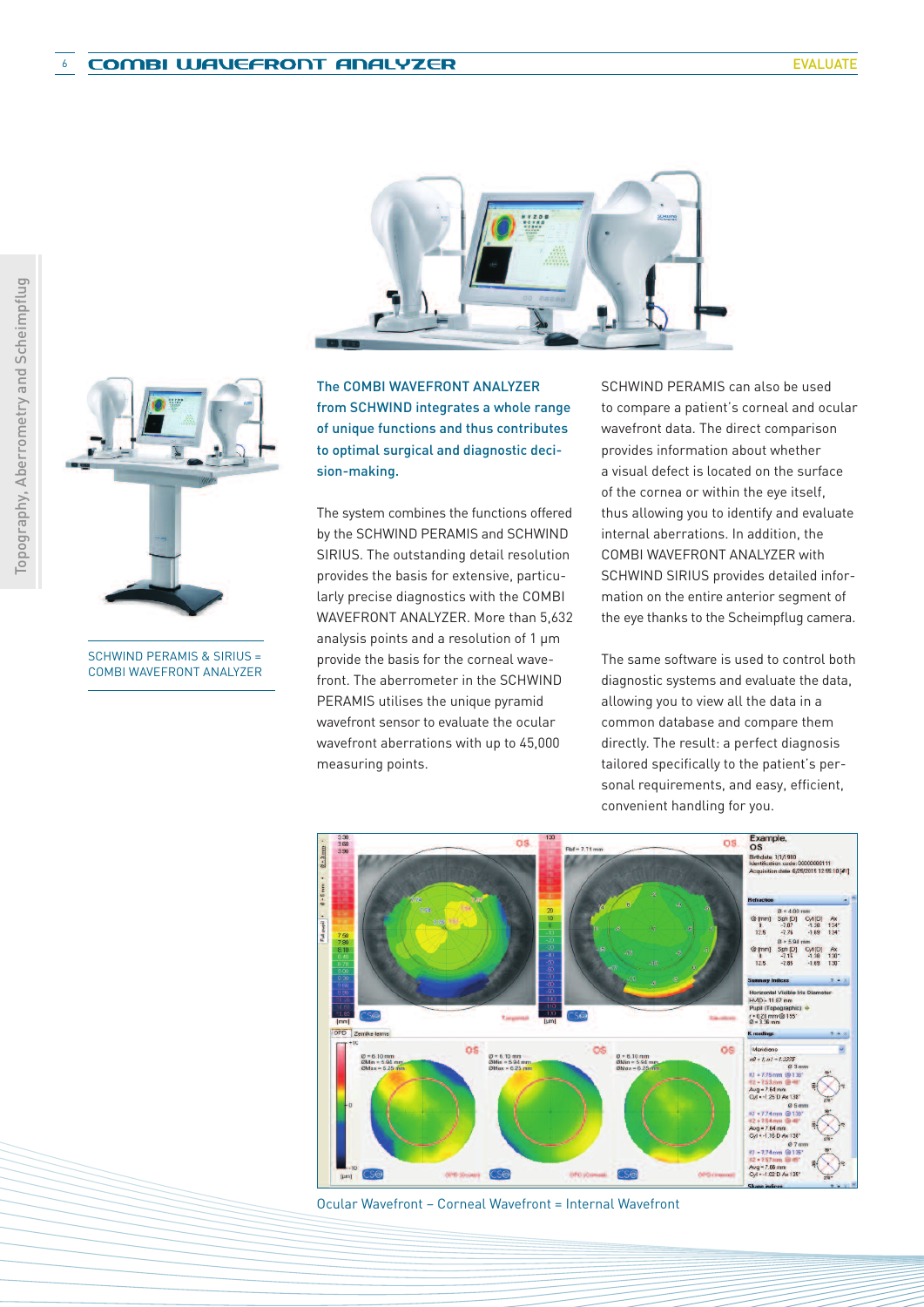The COMBI WAVEFRONT ANALYZER from SCHWIND integrates a whole range of unique functions and thus contributes to optimal surgical and diagnostic decision-making.

The system combines the functions offered by the SCHWIND PERAMIS and SCHWIND SIRIUS. The outstanding detail resolution provides the basis for extensive, particularly precise diagnostics with the COMBI WAVEFRONT ANALYZER. More than 5,632 analysis points and a resolution of 1 µm provide the basis for the corneal wavefront. The aberrometer in the SCHWIND PERAMIS utilises the unique pyramid wavefront sensor to evaluate the ocular wavefront aberrations with up to 45,000 measuring points.

SCHWIND PERAMIS can also be used to compare a patient's corneal and ocular wavefront data. The direct comparison provides information about whether a visual defect is located on the surface of the cornea or within the eye itself, thus allowing you to identify and evaluate internal aberrations. In addition, the COMBI WAVEFRONT ANALYZER with SCHWIND SIRIUS provides detailed information on the entire anterior segment of the eye thanks to the Scheimpflug camera.

The same software is used to control both diagnostic systems and evaluate the data, allowing you to view all the data in a common database and compare them directly. The result: a perfect diagnosis tailored specifically to the patient's personal requirements, and easy, efficient, convenient handling for you.

SCHWIND PERAMIS & SIRIUS = COMBI WAVEFRONT ANALYZER

Ocular Wavefront – Corneal Wavefront = Internal Wavefront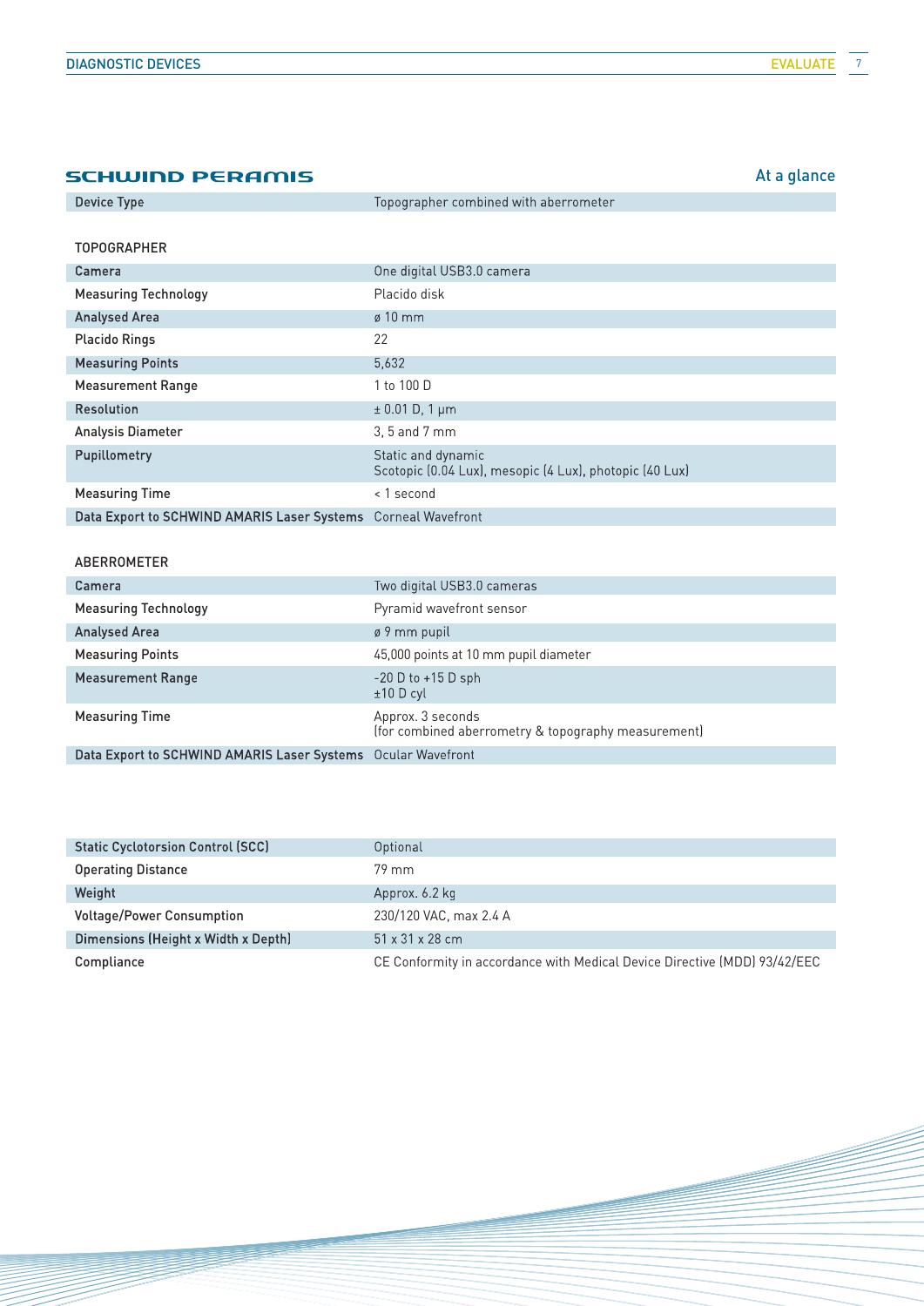## SCHWIND PERAMIS

At a glance

| | |
|---|---|
| Device Type | Topographer combined with aberrometer |

**TOPOGRAPHER**

| | |
|---|---|
| Camera | One digital USB3.0 camera |
| Measuring Technology | Placido disk |
| Analysed Area | ø 10 mm |
| Placido Rings | 22 |
| Measuring Points | 5,632 |
| Measurement Range | 1 to 100 D |
| Resolution | ± 0.01 D, 1 µm |
| Analysis Diameter | 3, 5 and 7 mm |
| Pupillometry | Static and dynamic<br>Scotopic (0.04 Lux), mesopic (4 Lux), photopic (40 Lux) |
| Measuring Time | < 1 second |
| Data Export to SCHWIND AMARIS Laser Systems | Corneal Wavefront |

**ABERROMETER**

| | |
|---|---|
| Camera | Two digital USB3.0 cameras |
| Measuring Technology | Pyramid wavefront sensor |
| Analysed Area | ø 9 mm pupil |
| Measuring Points | 45,000 points at 10 mm pupil diameter |
| Measurement Range | -20 D to +15 D sph<br>±10 D cyl |
| Measuring Time | Approx. 3 seconds<br>(for combined aberrometry & topography measurement) |
| Data Export to SCHWIND AMARIS Laser Systems | Ocular Wavefront |

| | |
|---|---|
| Static Cyclotorsion Control (SCC) | Optional |
| Operating Distance | 79 mm |
| Weight | Approx. 6.2 kg |
| Voltage/Power Consumption | 230/120 VAC, max 2.4 A |
| Dimensions (Height x Width x Depth) | 51 x 31 x 28 cm |
| Compliance | CE Conformity in accordance with Medical Device Directive (MDD) 93/42/EEC |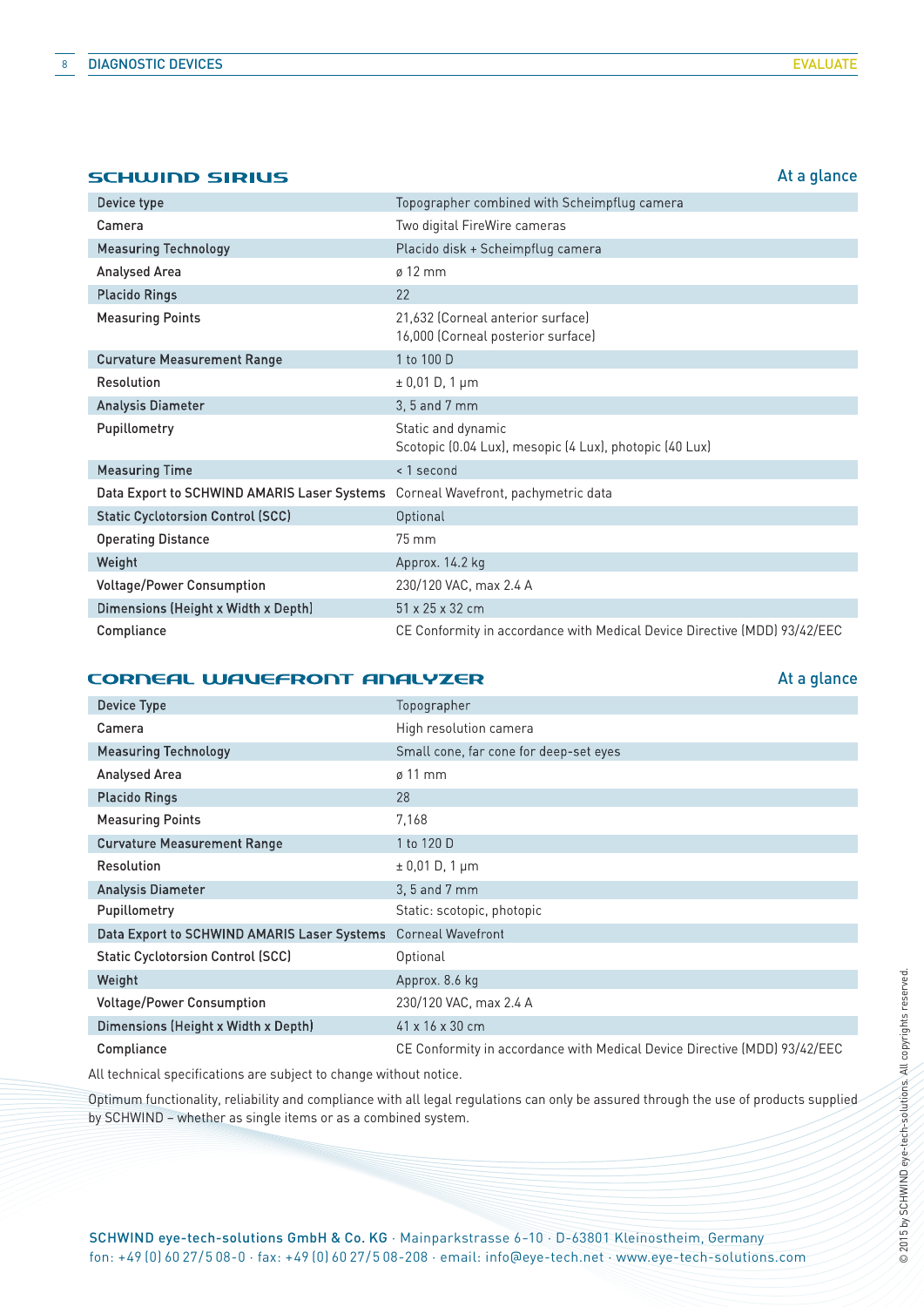## SCHWIND SIRIUS

At a glance

| | |
|---|---|
| Device type | Topographer combined with Scheimpflug camera |
| Camera | Two digital FireWire cameras |
| Measuring Technology | Placido disk + Scheimpflug camera |
| Analysed Area | ø 12 mm |
| Placido Rings | 22 |
| Measuring Points | 21,632 (Corneal anterior surface)<br>16,000 (Corneal posterior surface) |
| Curvature Measurement Range | 1 to 100 D |
| Resolution | ± 0,01 D, 1 µm |
| Analysis Diameter | 3, 5 and 7 mm |
| Pupillometry | Static and dynamic<br>Scotopic (0.04 Lux), mesopic (4 Lux), photopic (40 Lux) |
| Measuring Time | < 1 second |
| Data Export to SCHWIND AMARIS Laser Systems | Corneal Wavefront, pachymetric data |
| Static Cyclotorsion Control (SCC) | Optional |
| Operating Distance | 75 mm |
| Weight | Approx. 14.2 kg |
| Voltage/Power Consumption | 230/120 VAC, max 2.4 A |
| Dimensions (Height x Width x Depth) | 51 x 25 x 32 cm |
| Compliance | CE Conformity in accordance with Medical Device Directive (MDD) 93/42/EEC |

## CORNEAL WAVEFRONT ANALYZER

At a glance

| | |
|---|---|
| Device Type | Topographer |
| Camera | High resolution camera |
| Measuring Technology | Small cone, far cone for deep-set eyes |
| Analysed Area | ø 11 mm |
| Placido Rings | 28 |
| Measuring Points | 7,168 |
| Curvature Measurement Range | 1 to 120 D |
| Resolution | ± 0,01 D, 1 µm |
| Analysis Diameter | 3, 5 and 7 mm |
| Pupillometry | Static: scotopic, photopic |
| Data Export to SCHWIND AMARIS Laser Systems | Corneal Wavefront |
| Static Cyclotorsion Control (SCC) | Optional |
| Weight | Approx. 8.6 kg |
| Voltage/Power Consumption | 230/120 VAC, max 2.4 A |
| Dimensions (Height x Width x Depth) | 41 x 16 x 30 cm |
| Compliance | CE Conformity in accordance with Medical Device Directive (MDD) 93/42/EEC |

All technical specifications are subject to change without notice.

Optimum functionality, reliability and compliance with all legal regulations can only be assured through the use of products supplied by SCHWIND – whether as single items or as a combined system.

SCHWIND eye-tech-solutions GmbH & Co. KG · Mainparkstrasse 6-10 · D-63801 Kleinostheim, Germany
fon: +49 (0) 60 27/5 08-0 · fax: +49 (0) 60 27/5 08-208 · email: info@eye-tech.net · www.eye-tech-solutions.com

© 2015 by SCHWIND eye-tech-solutions. All copyrights reserved.